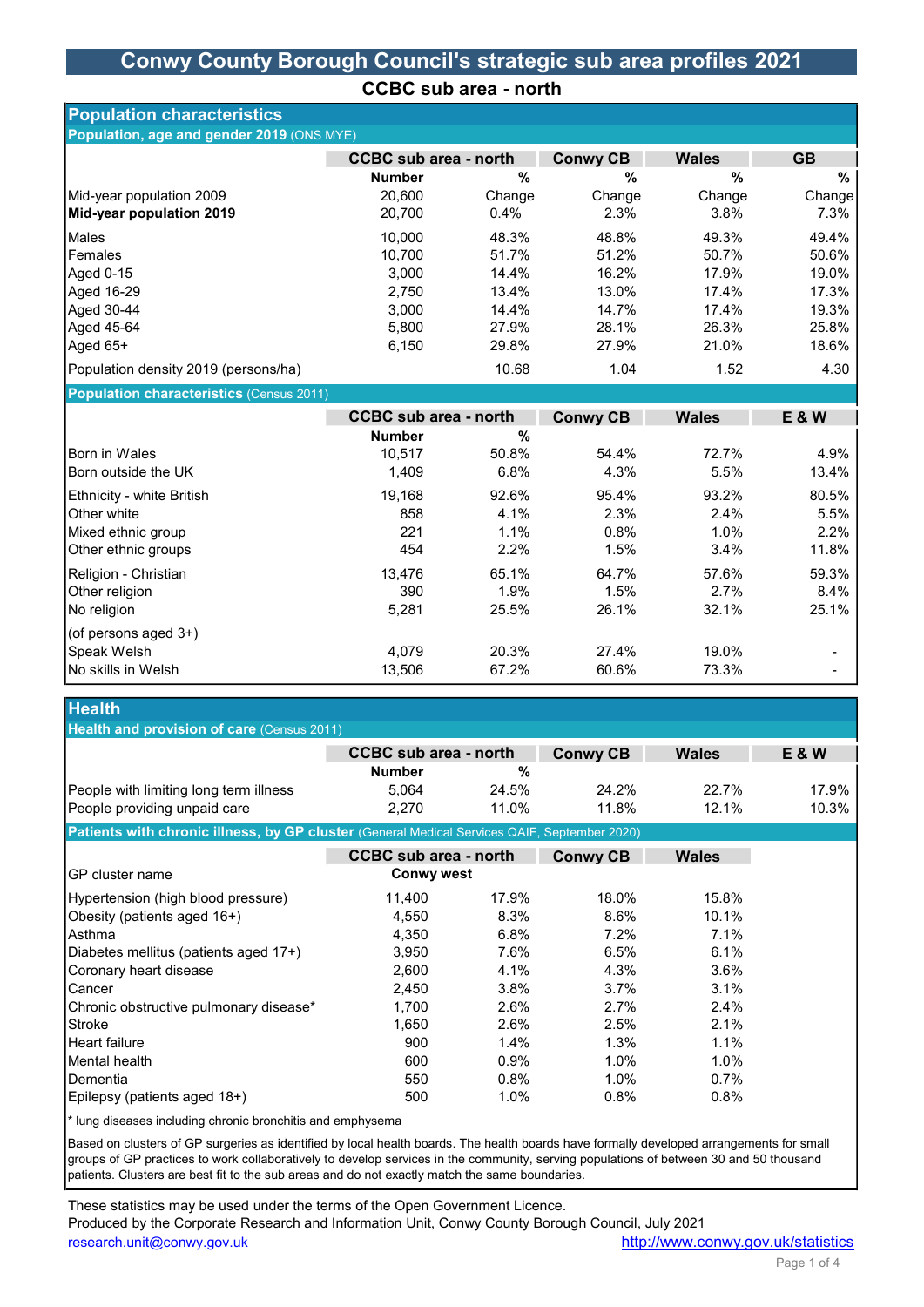# Conwy County Borough Council's strategic sub area profiles 2021

## CCBC sub area - north

## Population characteristics

### Population, age and gender 2019 (ONS MYE)

| | CCBC sub area - north | | Conwy CB | Wales | GB |
|---|---|---|---|---|---|
| | Number | % Change | % Change | % Change | % Change |
| Mid-year population 2009 | 20,600 | | | | |
| **Mid-year population 2019** | 20,700 | 0.4% | 2.3% | 3.8% | 7.3% |
| Males | 10,000 | 48.3% | 48.8% | 49.3% | 49.4% |
| Females | 10,700 | 51.7% | 51.2% | 50.7% | 50.6% |
| Aged 0-15 | 3,000 | 14.4% | 16.2% | 17.9% | 19.0% |
| Aged 16-29 | 2,750 | 13.4% | 13.0% | 17.4% | 17.3% |
| Aged 30-44 | 3,000 | 14.4% | 14.7% | 17.4% | 19.3% |
| Aged 45-64 | 5,800 | 27.9% | 28.1% | 26.3% | 25.8% |
| Aged 65+ | 6,150 | 29.8% | 27.9% | 21.0% | 18.6% |
| Population density 2019 (persons/ha) | | 10.68 | 1.04 | 1.52 | 4.30 |

### Population characteristics (Census 2011)

| | CCBC sub area - north | | Conwy CB | Wales | E & W |
|---|---|---|---|---|---|
| | Number | % | | | |
| Born in Wales | 10,517 | 50.8% | 54.4% | 72.7% | 4.9% |
| Born outside the UK | 1,409 | 6.8% | 4.3% | 5.5% | 13.4% |
| Ethnicity - white British | 19,168 | 92.6% | 95.4% | 93.2% | 80.5% |
| Other white | 858 | 4.1% | 2.3% | 2.4% | 5.5% |
| Mixed ethnic group | 221 | 1.1% | 0.8% | 1.0% | 2.2% |
| Other ethnic groups | 454 | 2.2% | 1.5% | 3.4% | 11.8% |
| Religion - Christian | 13,476 | 65.1% | 64.7% | 57.6% | 59.3% |
| Other religion | 390 | 1.9% | 1.5% | 2.7% | 8.4% |
| No religion | 5,281 | 25.5% | 26.1% | 32.1% | 25.1% |
| (of persons aged 3+) | | | | | |
| Speak Welsh | 4,079 | 20.3% | 27.4% | 19.0% | - |
| No skills in Welsh | 13,506 | 67.2% | 60.6% | 73.3% | - |

## Health

### Health and provision of care (Census 2011)

| | CCBC sub area - north | | Conwy CB | Wales | E & W |
|---|---|---|---|---|---|
| | Number | % | | | |
| People with limiting long term illness | 5,064 | 24.5% | 24.2% | 22.7% | 17.9% |
| People providing unpaid care | 2,270 | 11.0% | 11.8% | 12.1% | 10.3% |

### Patients with chronic illness, by GP cluster (General Medical Services QAIF, September 2020)

| | CCBC sub area - north | | Conwy CB | Wales |
|---|---|---|---|---|
| GP cluster name | Conwy west | | | |
| Hypertension (high blood pressure) | 11,400 | 17.9% | 18.0% | 15.8% |
| Obesity (patients aged 16+) | 4,550 | 8.3% | 8.6% | 10.1% |
| Asthma | 4,350 | 6.8% | 7.2% | 7.1% |
| Diabetes mellitus (patients aged 17+) | 3,950 | 7.6% | 6.5% | 6.1% |
| Coronary heart disease | 2,600 | 4.1% | 4.3% | 3.6% |
| Cancer | 2,450 | 3.8% | 3.7% | 3.1% |
| Chronic obstructive pulmonary disease* | 1,700 | 2.6% | 2.7% | 2.4% |
| Stroke | 1,650 | 2.6% | 2.5% | 2.1% |
| Heart failure | 900 | 1.4% | 1.3% | 1.1% |
| Mental health | 600 | 0.9% | 1.0% | 1.0% |
| Dementia | 550 | 0.8% | 1.0% | 0.7% |
| Epilepsy (patients aged 18+) | 500 | 1.0% | 0.8% | 0.8% |

\* lung diseases including chronic bronchitis and emphysema

Based on clusters of GP surgeries as identified by local health boards. The health boards have formally developed arrangements for small groups of GP practices to work collaboratively to develop services in the community, serving populations of between 30 and 50 thousand patients. Clusters are best fit to the sub areas and do not exactly match the same boundaries.

These statistics may be used under the terms of the Open Government Licence.
Produced by the Corporate Research and Information Unit, Conwy County Borough Council, July 2021
research.unit@conwy.gov.uk http://www.conwy.gov.uk/statistics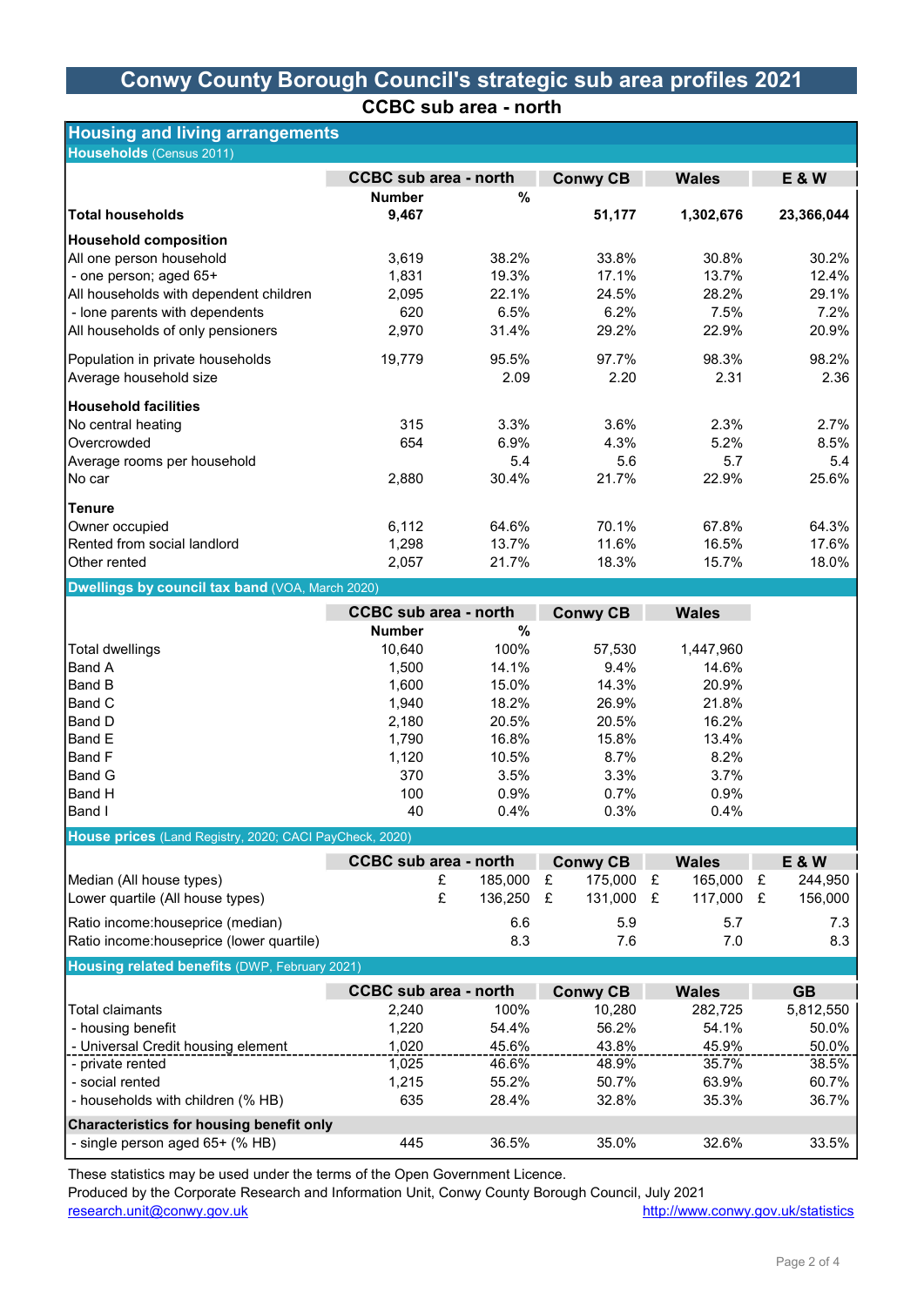# Conwy County Borough Council's strategic sub area profiles 2021

## CCBC sub area - north

## Housing and living arrangements

### Households (Census 2011)

| | CCBC sub area - north | | Conwy CB | Wales | E & W |
|---|---|---|---|---|---|
| | Number | % | | | |
| **Total households** | **9,467** | | **51,177** | **1,302,676** | **23,366,044** |
| **Household composition** | | | | | |
| All one person household | 3,619 | 38.2% | 33.8% | 30.8% | 30.2% |
| - one person; aged 65+ | 1,831 | 19.3% | 17.1% | 13.7% | 12.4% |
| All households with dependent children | 2,095 | 22.1% | 24.5% | 28.2% | 29.1% |
| - lone parents with dependents | 620 | 6.5% | 6.2% | 7.5% | 7.2% |
| All households of only pensioners | 2,970 | 31.4% | 29.2% | 22.9% | 20.9% |
| Population in private households | 19,779 | 95.5% | 97.7% | 98.3% | 98.2% |
| Average household size | | 2.09 | 2.20 | 2.31 | 2.36 |
| **Household facilities** | | | | | |
| No central heating | 315 | 3.3% | 3.6% | 2.3% | 2.7% |
| Overcrowded | 654 | 6.9% | 4.3% | 5.2% | 8.5% |
| Average rooms per household | | 5.4 | 5.6 | 5.7 | 5.4 |
| No car | 2,880 | 30.4% | 21.7% | 22.9% | 25.6% |
| **Tenure** | | | | | |
| Owner occupied | 6,112 | 64.6% | 70.1% | 67.8% | 64.3% |
| Rented from social landlord | 1,298 | 13.7% | 11.6% | 16.5% | 17.6% |
| Other rented | 2,057 | 21.7% | 18.3% | 15.7% | 18.0% |

### Dwellings by council tax band (VOA, March 2020)

| | CCBC sub area - north | | Conwy CB | Wales |
|---|---|---|---|---|
| | Number | % | | |
| Total dwellings | 10,640 | 100% | 57,530 | 1,447,960 |
| Band A | 1,500 | 14.1% | 9.4% | 14.6% |
| Band B | 1,600 | 15.0% | 14.3% | 20.9% |
| Band C | 1,940 | 18.2% | 26.9% | 21.8% |
| Band D | 2,180 | 20.5% | 20.5% | 16.2% |
| Band E | 1,790 | 16.8% | 15.8% | 13.4% |
| Band F | 1,120 | 10.5% | 8.7% | 8.2% |
| Band G | 370 | 3.5% | 3.3% | 3.7% |
| Band H | 100 | 0.9% | 0.7% | 0.9% |
| Band I | 40 | 0.4% | 0.3% | 0.4% |

### House prices (Land Registry, 2020; CACI PayCheck, 2020)

| | CCBC sub area - north | Conwy CB | Wales | E & W |
|---|---|---|---|---|
| Median (All house types) | £ 185,000 | £ 175,000 | £ 165,000 | £ 244,950 |
| Lower quartile (All house types) | £ 136,250 | £ 131,000 | £ 117,000 | £ 156,000 |
| Ratio income:houseprice (median) | 6.6 | 5.9 | 5.7 | 7.3 |
| Ratio income:houseprice (lower quartile) | 8.3 | 7.6 | 7.0 | 8.3 |

### Housing related benefits (DWP, February 2021)

| | CCBC sub area - north | | Conwy CB | Wales | GB |
|---|---|---|---|---|---|
| Total claimants | 2,240 | 100% | 10,280 | 282,725 | 5,812,550 |
| - housing benefit | 1,220 | 54.4% | 56.2% | 54.1% | 50.0% |
| - Universal Credit housing element | 1,020 | 45.6% | 43.8% | 45.9% | 50.0% |
| - private rented | 1,025 | 46.6% | 48.9% | 35.7% | 38.5% |
| - social rented | 1,215 | 55.2% | 50.7% | 63.9% | 60.7% |
| - households with children (% HB) | 635 | 28.4% | 32.8% | 35.3% | 36.7% |
| **Characteristics for housing benefit only** | | | | | |
| - single person aged 65+ (% HB) | 445 | 36.5% | 35.0% | 32.6% | 33.5% |

These statistics may be used under the terms of the Open Government Licence.

Produced by the Corporate Research and Information Unit, Conwy County Borough Council, July 2021

research.unit@conwy.gov.uk

http://www.conwy.gov.uk/statistics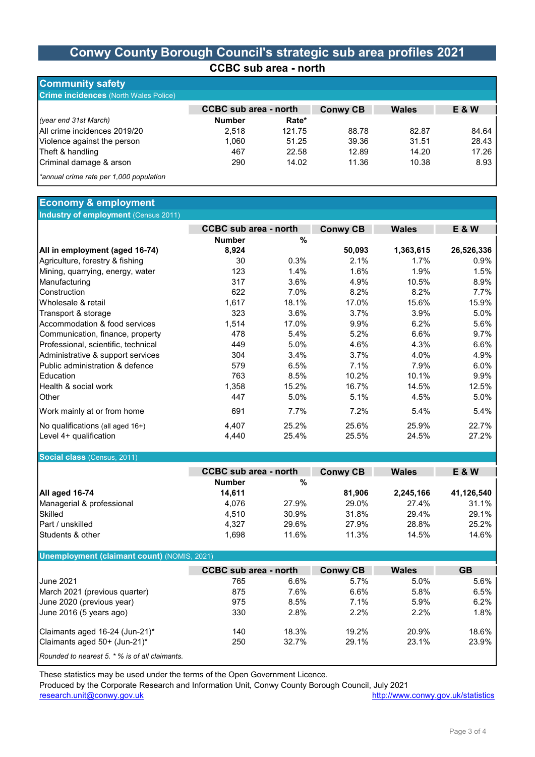# Conwy County Borough Council's strategic sub area profiles 2021

## CCBC sub area - north

## Community safety

### Crime incidences (North Wales Police)

| (year end 31st March) | CCBC sub area - north Number | CCBC sub area - north Rate* | Conwy CB | Wales | E & W |
|---|---|---|---|---|---|
| All crime incidences 2019/20 | 2,518 | 121.75 | 88.78 | 82.87 | 84.64 |
| Violence against the person | 1,060 | 51.25 | 39.36 | 31.51 | 28.43 |
| Theft & handling | 467 | 22.58 | 12.89 | 14.20 | 17.26 |
| Criminal damage & arson | 290 | 14.02 | 11.36 | 10.38 | 8.93 |

*annual crime rate per 1,000 population*

## Economy & employment

### Industry of employment (Census 2011)

| | CCBC sub area - north Number | CCBC sub area - north % | Conwy CB | Wales | E & W |
|---|---|---|---|---|---|
| **All in employment (aged 16-74)** | **8,924** | | **50,093** | **1,363,615** | **26,526,336** |
| Agriculture, forestry & fishing | 30 | 0.3% | 2.1% | 1.7% | 0.9% |
| Mining, quarrying, energy, water | 123 | 1.4% | 1.6% | 1.9% | 1.5% |
| Manufacturing | 317 | 3.6% | 4.9% | 10.5% | 8.9% |
| Construction | 622 | 7.0% | 8.2% | 8.2% | 7.7% |
| Wholesale & retail | 1,617 | 18.1% | 17.0% | 15.6% | 15.9% |
| Transport & storage | 323 | 3.6% | 3.7% | 3.9% | 5.0% |
| Accommodation & food services | 1,514 | 17.0% | 9.9% | 6.2% | 5.6% |
| Communication, finance, property | 478 | 5.4% | 5.2% | 6.6% | 9.7% |
| Professional, scientific, technical | 449 | 5.0% | 4.6% | 4.3% | 6.6% |
| Administrative & support services | 304 | 3.4% | 3.7% | 4.0% | 4.9% |
| Public administration & defence | 579 | 6.5% | 7.1% | 7.9% | 6.0% |
| Education | 763 | 8.5% | 10.2% | 10.1% | 9.9% |
| Health & social work | 1,358 | 15.2% | 16.7% | 14.5% | 12.5% |
| Other | 447 | 5.0% | 5.1% | 4.5% | 5.0% |
| Work mainly at or from home | 691 | 7.7% | 7.2% | 5.4% | 5.4% |
| No qualifications (all aged 16+) | 4,407 | 25.2% | 25.6% | 25.9% | 22.7% |
| Level 4+ qualification | 4,440 | 25.4% | 25.5% | 24.5% | 27.2% |

### Social class (Census, 2011)

| | CCBC sub area - north Number | CCBC sub area - north % | Conwy CB | Wales | E & W |
|---|---|---|---|---|---|
| **All aged 16-74** | **14,611** | | **81,906** | **2,245,166** | **41,126,540** |
| Managerial & professional | 4,076 | 27.9% | 29.0% | 27.4% | 31.1% |
| Skilled | 4,510 | 30.9% | 31.8% | 29.4% | 29.1% |
| Part / unskilled | 4,327 | 29.6% | 27.9% | 28.8% | 25.2% |
| Students & other | 1,698 | 11.6% | 11.3% | 14.5% | 14.6% |

### Unemployment (claimant count) (NOMIS, 2021)

| | CCBC sub area - north | | Conwy CB | Wales | GB |
|---|---|---|---|---|---|
| June 2021 | 765 | 6.6% | 5.7% | 5.0% | 5.6% |
| March 2021 (previous quarter) | 875 | 7.6% | 6.6% | 5.8% | 6.5% |
| June 2020 (previous year) | 975 | 8.5% | 7.1% | 5.9% | 6.2% |
| June 2016 (5 years ago) | 330 | 2.8% | 2.2% | 2.2% | 1.8% |
| Claimants aged 16-24 (Jun-21)* | 140 | 18.3% | 19.2% | 20.9% | 18.6% |
| Claimants aged 50+ (Jun-21)* | 250 | 32.7% | 29.1% | 23.1% | 23.9% |

*Rounded to nearest 5. * % is of all claimants.*

These statistics may be used under the terms of the Open Government Licence.
Produced by the Corporate Research and Information Unit, Conwy County Borough Council, July 2021
research.unit@conwy.gov.uk http://www.conwy.gov.uk/statistics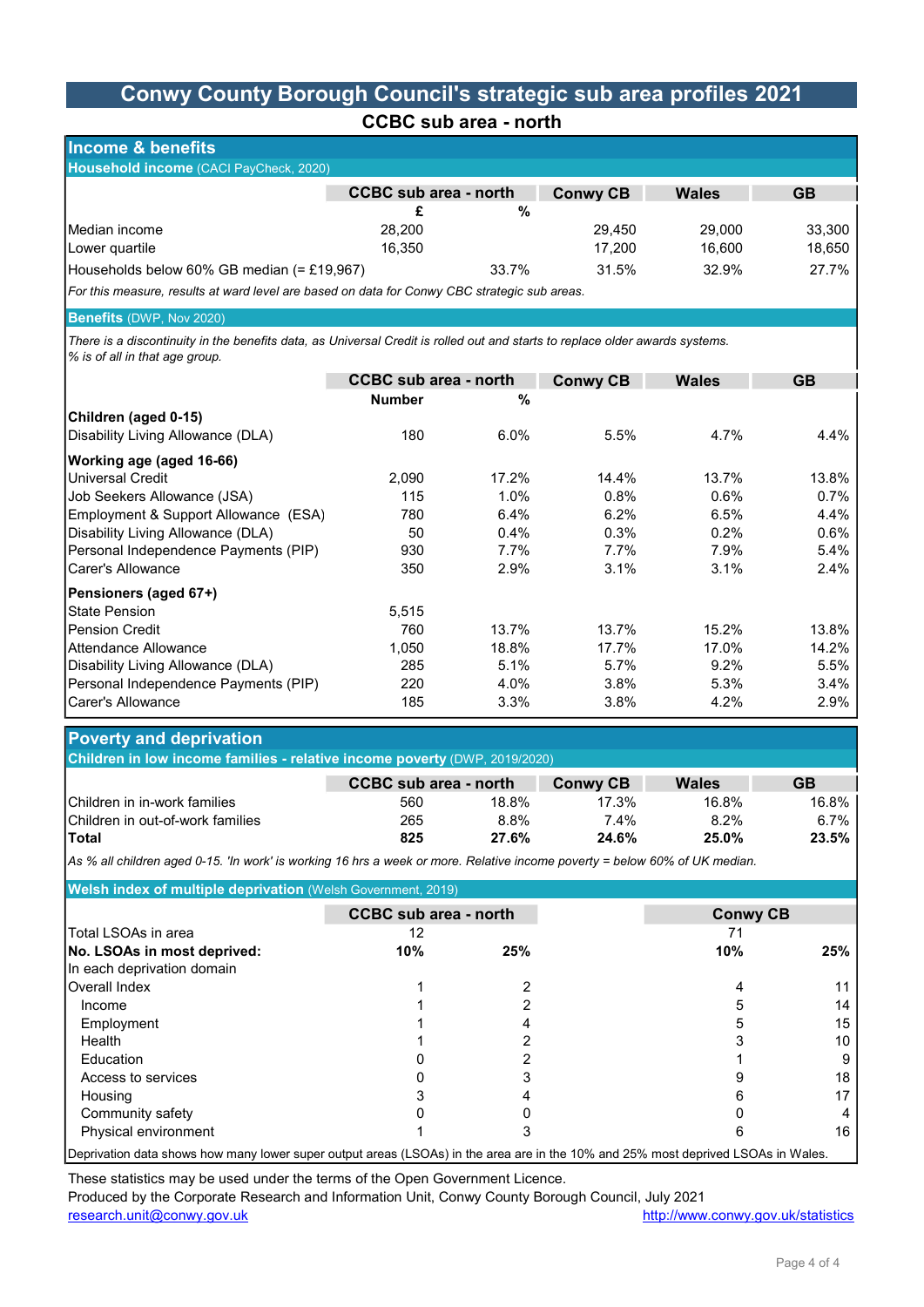# Conwy County Borough Council's strategic sub area profiles 2021

## CCBC sub area - north

## Income & benefits

### Household income (CACI PayCheck, 2020)

| | CCBC sub area - north | | Conwy CB | Wales | GB |
|---|---|---|---|---|---|
| | £ | % | | | |
| Median income | 28,200 | | 29,450 | 29,000 | 33,300 |
| Lower quartile | 16,350 | | 17,200 | 16,600 | 18,650 |
| Households below 60% GB median (= £19,967) | | 33.7% | 31.5% | 32.9% | 27.7% |

*For this measure, results at ward level are based on data for Conwy CBC strategic sub areas.*

### Benefits (DWP, Nov 2020)

*There is a discontinuity in the benefits data, as Universal Credit is rolled out and starts to replace older awards systems.*
*% is of all in that age group.*

| | CCBC sub area - north | | Conwy CB | Wales | GB |
|---|---|---|---|---|---|
| | Number | % | | | |
| **Children (aged 0-15)** | | | | | |
| Disability Living Allowance (DLA) | 180 | 6.0% | 5.5% | 4.7% | 4.4% |
| **Working age (aged 16-66)** | | | | | |
| Universal Credit | 2,090 | 17.2% | 14.4% | 13.7% | 13.8% |
| Job Seekers Allowance (JSA) | 115 | 1.0% | 0.8% | 0.6% | 0.7% |
| Employment & Support Allowance (ESA) | 780 | 6.4% | 6.2% | 6.5% | 4.4% |
| Disability Living Allowance (DLA) | 50 | 0.4% | 0.3% | 0.2% | 0.6% |
| Personal Independence Payments (PIP) | 930 | 7.7% | 7.7% | 7.9% | 5.4% |
| Carer's Allowance | 350 | 2.9% | 3.1% | 3.1% | 2.4% |
| **Pensioners (aged 67+)** | | | | | |
| State Pension | 5,515 | | | | |
| Pension Credit | 760 | 13.7% | 13.7% | 15.2% | 13.8% |
| Attendance Allowance | 1,050 | 18.8% | 17.7% | 17.0% | 14.2% |
| Disability Living Allowance (DLA) | 285 | 5.1% | 5.7% | 9.2% | 5.5% |
| Personal Independence Payments (PIP) | 220 | 4.0% | 3.8% | 5.3% | 3.4% |
| Carer's Allowance | 185 | 3.3% | 3.8% | 4.2% | 2.9% |

## Poverty and deprivation

### Children in low income families - relative income poverty (DWP, 2019/2020)

| | CCBC sub area - north | | Conwy CB | Wales | GB |
|---|---|---|---|---|---|
| Children in in-work families | 560 | 18.8% | 17.3% | 16.8% | 16.8% |
| Children in out-of-work families | 265 | 8.8% | 7.4% | 8.2% | 6.7% |
| **Total** | **825** | **27.6%** | **24.6%** | **25.0%** | **23.5%** |

*As % all children aged 0-15. 'In work' is working 16 hrs a week or more. Relative income poverty = below 60% of UK median.*

### Welsh index of multiple deprivation (Welsh Government, 2019)

| | CCBC sub area - north | | Conwy CB | |
|---|---|---|---|---|
| Total LSOAs in area | 12 | | 71 | |
| **No. LSOAs in most deprived:** | **10%** | **25%** | **10%** | **25%** |
| In each deprivation domain | | | | |
| Overall Index | 1 | 2 | 4 | 11 |
| Income | 1 | 2 | 5 | 14 |
| Employment | 1 | 4 | 5 | 15 |
| Health | 1 | 2 | 3 | 10 |
| Education | 0 | 2 | 1 | 9 |
| Access to services | 0 | 3 | 9 | 18 |
| Housing | 3 | 4 | 6 | 17 |
| Community safety | 0 | 0 | 0 | 4 |
| Physical environment | 1 | 3 | 6 | 16 |

Deprivation data shows how many lower super output areas (LSOAs) in the area are in the 10% and 25% most deprived LSOAs in Wales.

These statistics may be used under the terms of the Open Government Licence.
Produced by the Corporate Research and Information Unit, Conwy County Borough Council, July 2021
research.unit@conwy.gov.uk http://www.conwy.gov.uk/statistics